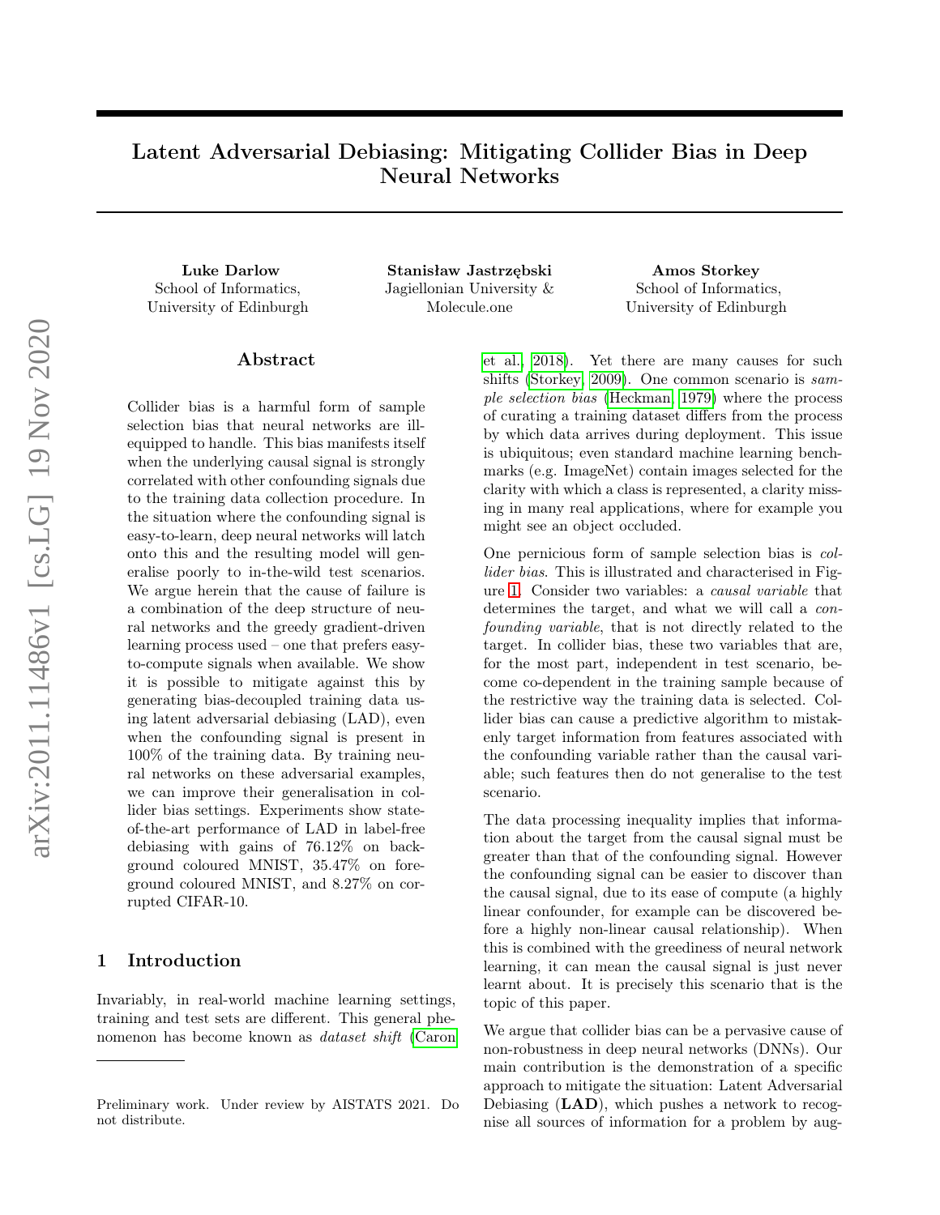# Latent Adversarial Debiasing: Mitigating Collider Bias in Deep Neural Networks

**Luke Darlow**
School of Informatics,
University of Edinburgh

**Stanisław Jastrzębski**
Jagiellonian University &
Molecule.one

**Amos Storkey**
School of Informatics,
University of Edinburgh

## Abstract

Collider bias is a harmful form of sample selection bias that neural networks are ill-equipped to handle. This bias manifests itself when the underlying causal signal is strongly correlated with other confounding signals due to the training data collection procedure. In the situation where the confounding signal is easy-to-learn, deep neural networks will latch onto this and the resulting model will generalise poorly to in-the-wild test scenarios. We argue herein that the cause of failure is a combination of the deep structure of neural networks and the greedy gradient-driven learning process used – one that prefers easy-to-compute signals when available. We show it is possible to mitigate against this by generating bias-decoupled training data using latent adversarial debiasing (LAD), even when the confounding signal is present in 100% of the training data. By training neural networks on these adversarial examples, we can improve their generalisation in collider bias settings. Experiments show state-of-the-art performance of LAD in label-free debiasing with gains of 76.12% on background coloured MNIST, 35.47% on foreground coloured MNIST, and 8.27% on corrupted CIFAR-10.

## 1 Introduction

Invariably, in real-world machine learning settings, training and test sets are different. This general phenomenon has become known as *dataset shift* (Caron et al., 2018). Yet there are many causes for such shifts (Storkey, 2009). One common scenario is *sample selection bias* (Heckman, 1979) where the process of curating a training dataset differs from the process by which data arrives during deployment. This issue is ubiquitous; even standard machine learning benchmarks (e.g. ImageNet) contain images selected for the clarity with which a class is represented, a clarity missing in many real applications, where for example you might see an object occluded.

One pernicious form of sample selection bias is *collider bias*. This is illustrated and characterised in Figure 1. Consider two variables: a *causal variable* that determines the target, and what we will call a *confounding variable*, that is not directly related to the target. In collider bias, these two variables that are, for the most part, independent in test scenario, become co-dependent in the training sample because of the restrictive way the training data is selected. Collider bias can cause a predictive algorithm to mistakenly target information from features associated with the confounding variable rather than the causal variable; such features then do not generalise to the test scenario.

The data processing inequality implies that information about the target from the causal signal must be greater than that of the confounding signal. However the confounding signal can be easier to discover than the causal signal, due to its ease of compute (a highly linear confounder, for example can be discovered before a highly non-linear causal relationship). When this is combined with the greediness of neural network learning, it can mean the causal signal is just never learnt about. It is precisely this scenario that is the topic of this paper.

We argue that collider bias can be a pervasive cause of non-robustness in deep neural networks (DNNs). Our main contribution is the demonstration of a specific approach to mitigate the situation: Latent Adversarial Debiasing (**LAD**), which pushes a network to recognise all sources of information for a problem by aug-

Preliminary work. Under review by AISTATS 2021. Do not distribute.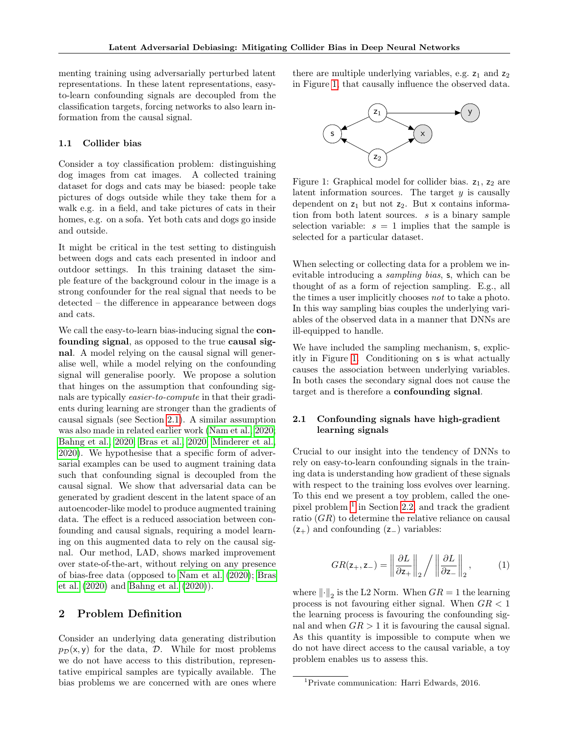menting training using adversarially perturbed latent representations. In these latent representations, easy-to-learn confounding signals are decoupled from the classification targets, forcing networks to also learn information from the causal signal.

### 1.1 Collider bias

Consider a toy classification problem: distinguishing dog images from cat images. A collected training dataset for dogs and cats may be biased: people take pictures of dogs outside while they take them for a walk e.g. in a field, and take pictures of cats in their homes, e.g. on a sofa. Yet both cats and dogs go inside and outside.

It might be critical in the test setting to distinguish between dogs and cats each presented in indoor and outdoor settings. In this training dataset the simple feature of the background colour in the image is a strong confounder for the real signal that needs to be detected – the difference in appearance between dogs and cats.

We call the easy-to-learn bias-inducing signal the **confounding signal**, as opposed to the true **causal signal**. A model relying on the causal signal will generalise well, while a model relying on the confounding signal will generalise poorly. We propose a solution that hinges on the assumption that confounding signals are typically *easier-to-compute* in that their gradients during learning are stronger than the gradients of causal signals (see Section 2.1). A similar assumption was also made in related earlier work (Nam et al., 2020; Bahng et al., 2020; Bras et al., 2020; Minderer et al., 2020). We hypothesise that a specific form of adversarial examples can be used to augment training data such that confounding signal is decoupled from the causal signal. We show that adversarial data can be generated by gradient descent in the latent space of an autoencoder-like model to produce augmented training data. The effect is a reduced association between confounding and causal signals, requiring a model learning on this augmented data to rely on the causal signal. Our method, LAD, shows marked improvement over state-of-the-art, without relying on any presence of bias-free data (opposed to Nam et al. (2020); Bras et al. (2020) and Bahng et al. (2020)).

## 2 Problem Definition

Consider an underlying data generating distribution $p_{\mathcal{D}}(\mathsf{x}, \mathsf{y})$ for the data, $\mathcal{D}$. While for most problems we do not have access to this distribution, representative empirical samples are typically available. The bias problems we are concerned with are ones where there are multiple underlying variables, e.g. $\mathsf{z}_1$ and $\mathsf{z}_2$ in Figure 1, that causally influence the observed data.

Figure 1: Graphical model for collider bias. $\mathsf{z}_1$, $\mathsf{z}_2$ are latent information sources. The target $y$ is causally dependent on $\mathsf{z}_1$ but not $\mathsf{z}_2$. But $\mathsf{x}$ contains information from both latent sources. $s$ is a binary sample selection variable: $s = 1$ implies that the sample is selected for a particular dataset.

When selecting or collecting data for a problem we inevitable introducing a *sampling bias*, $\mathsf{s}$, which can be thought of as a form of rejection sampling. E.g., all the times a user implicitly chooses *not* to take a photo. In this way sampling bias couples the underlying variables of the observed data in a manner that DNNs are ill-equipped to handle.

We have included the sampling mechanism, $\mathsf{s}$, explicitly in Figure 1. Conditioning on $\mathsf{s}$ is what actually causes the association between underlying variables. In both cases the secondary signal does not cause the target and is therefore a **confounding signal**.

### 2.1 Confounding signals have high-gradient learning signals

Crucial to our insight into the tendency of DNNs to rely on easy-to-learn confounding signals in the training data is understanding how gradient of these signals with respect to the training loss evolves over learning. To this end we present a toy problem, called the one-pixel problem [1] in Section 2.2, and track the gradient ratio ($GR$) to determine the relative reliance on causal ($\mathsf{z}_+$) and confounding ($\mathsf{z}_-$) variables:

$$GR(\mathsf{z}_+, \mathsf{z}_-) = \left\| \frac{\partial L}{\partial \mathsf{z}_+} \right\|_2 \Big/ \left\| \frac{\partial L}{\partial \mathsf{z}_-} \right\|_2, \tag{1}$$

where $\|\cdot\|_2$ is the L2 Norm. When $GR = 1$ the learning process is not favouring either signal. When $GR < 1$ the learning process is favouring the confounding signal and when $GR > 1$ it is favouring the causal signal. As this quantity is impossible to compute when we do not have direct access to the causal variable, a toy problem enables us to assess this.

[1] Private communication: Harri Edwards, 2016.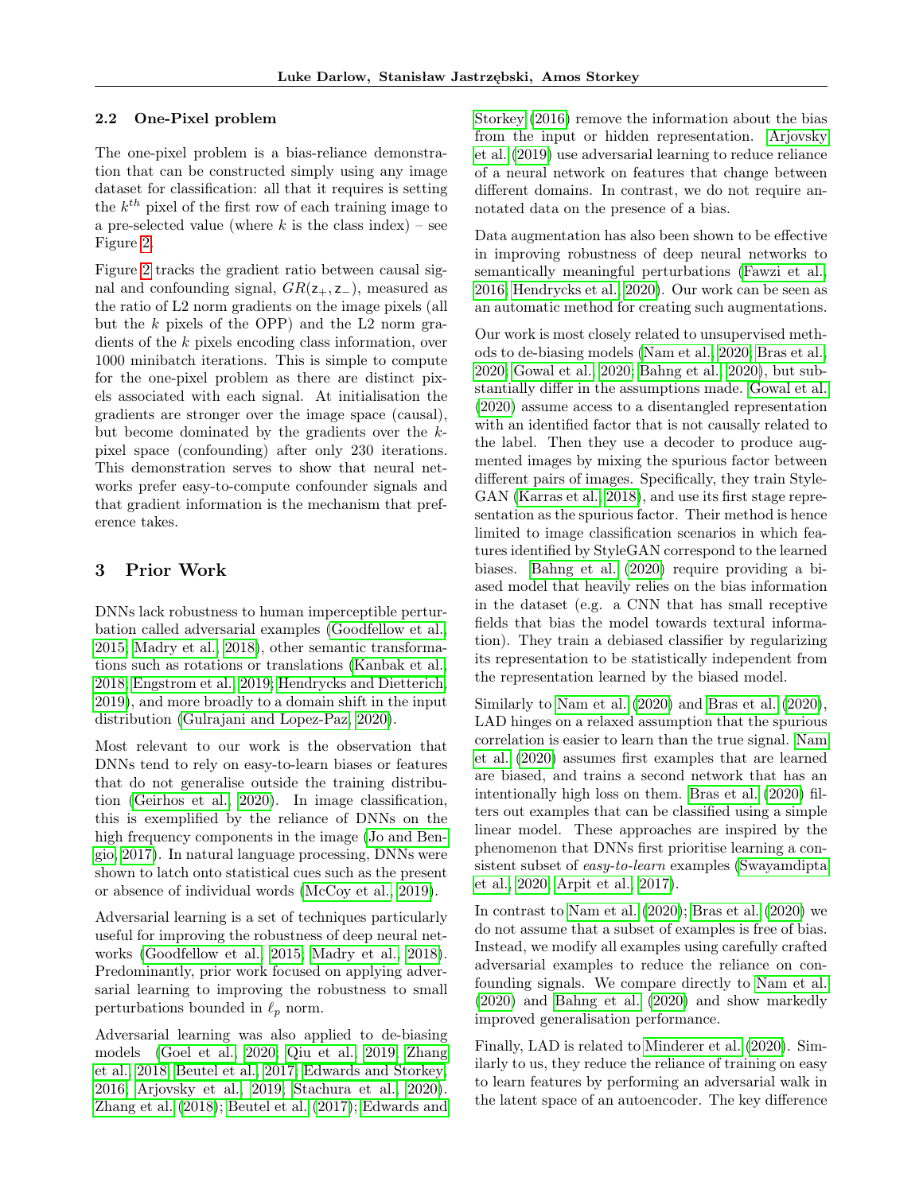### 2.2 One-Pixel problem

The one-pixel problem is a bias-reliance demonstration that can be constructed simply using any image dataset for classification: all that it requires is setting the $k^{th}$ pixel of the first row of each training image to a pre-selected value (where $k$ is the class index) – see Figure 2.

Figure 2 tracks the gradient ratio between causal signal and confounding signal, $GR(\mathsf{z}_+, \mathsf{z}_-)$, measured as the ratio of L2 norm gradients on the image pixels (all but the $k$ pixels of the OPP) and the L2 norm gradients of the $k$ pixels encoding class information, over 1000 minibatch iterations. This is simple to compute for the one-pixel problem as there are distinct pixels associated with each signal. At initialisation the gradients are stronger over the image space (causal), but become dominated by the gradients over the $k$-pixel space (confounding) after only 230 iterations. This demonstration serves to show that neural networks prefer easy-to-compute confounder signals and that gradient information is the mechanism that preference takes.

## 3 Prior Work

DNNs lack robustness to human imperceptible perturbation called adversarial examples (Goodfellow et al., 2015; Madry et al., 2018), other semantic transformations such as rotations or translations (Kanbak et al., 2018; Engstrom et al., 2019; Hendrycks and Dietterich, 2019), and more broadly to a domain shift in the input distribution (Gulrajani and Lopez-Paz, 2020).

Most relevant to our work is the observation that DNNs tend to rely on easy-to-learn biases or features that do not generalise outside the training distribution (Geirhos et al., 2020). In image classification, this is exemplified by the reliance of DNNs on the high frequency components in the image (Jo and Bengio, 2017). In natural language processing, DNNs were shown to latch onto statistical cues such as the present or absence of individual words (McCoy et al., 2019).

Adversarial learning is a set of techniques particularly useful for improving the robustness of deep neural networks (Goodfellow et al., 2015; Madry et al., 2018). Predominantly, prior work focused on applying adversarial learning to improving the robustness to small perturbations bounded in $\ell_p$ norm.

Adversarial learning was also applied to de-biasing models (Goel et al., 2020; Qiu et al., 2019; Zhang et al., 2018; Beutel et al., 2017; Edwards and Storkey, 2016; Arjovsky et al., 2019; Stachura et al., 2020). Zhang et al. (2018); Beutel et al. (2017); Edwards and Storkey (2016) remove the information about the bias from the input or hidden representation. Arjovsky et al. (2019) use adversarial learning to reduce reliance of a neural network on features that change between different domains. In contrast, we do not require annotated data on the presence of a bias.

Data augmentation has also been shown to be effective in improving robustness of deep neural networks to semantically meaningful perturbations (Fawzi et al., 2016; Hendrycks et al., 2020). Our work can be seen as an automatic method for creating such augmentations.

Our work is most closely related to unsupervised methods to de-biasing models (Nam et al., 2020; Bras et al., 2020; Gowal et al., 2020; Bahng et al., 2020), but substantially differ in the assumptions made. Gowal et al. (2020) assume access to a disentangled representation with an identified factor that is not causally related to the label. Then they use a decoder to produce augmented images by mixing the spurious factor between different pairs of images. Specifically, they train StyleGAN (Karras et al., 2018), and use its first stage representation as the spurious factor. Their method is hence limited to image classification scenarios in which features identified by StyleGAN correspond to the learned biases. Bahng et al. (2020) require providing a biased model that heavily relies on the bias information in the dataset (e.g. a CNN that has small receptive fields that bias the model towards textural information). They train a debiased classifier by regularizing its representation to be statistically independent from the representation learned by the biased model.

Similarly to Nam et al. (2020) and Bras et al. (2020), LAD hinges on a relaxed assumption that the spurious correlation is easier to learn than the true signal. Nam et al. (2020) assumes first examples that are learned are biased, and trains a second network that has an intentionally high loss on them. Bras et al. (2020) filters out examples that can be classified using a simple linear model. These approaches are inspired by the phenomenon that DNNs first prioritise learning a consistent subset of *easy-to-learn* examples (Swayamdipta et al., 2020; Arpit et al., 2017).

In contrast to Nam et al. (2020); Bras et al. (2020) we do not assume that a subset of examples is free of bias. Instead, we modify all examples using carefully crafted adversarial examples to reduce the reliance on confounding signals. We compare directly to Nam et al. (2020) and Bahng et al. (2020) and show markedly improved generalisation performance.

Finally, LAD is related to Minderer et al. (2020). Similarly to us, they reduce the reliance of training on easy to learn features by performing an adversarial walk in the latent space of an autoencoder. The key difference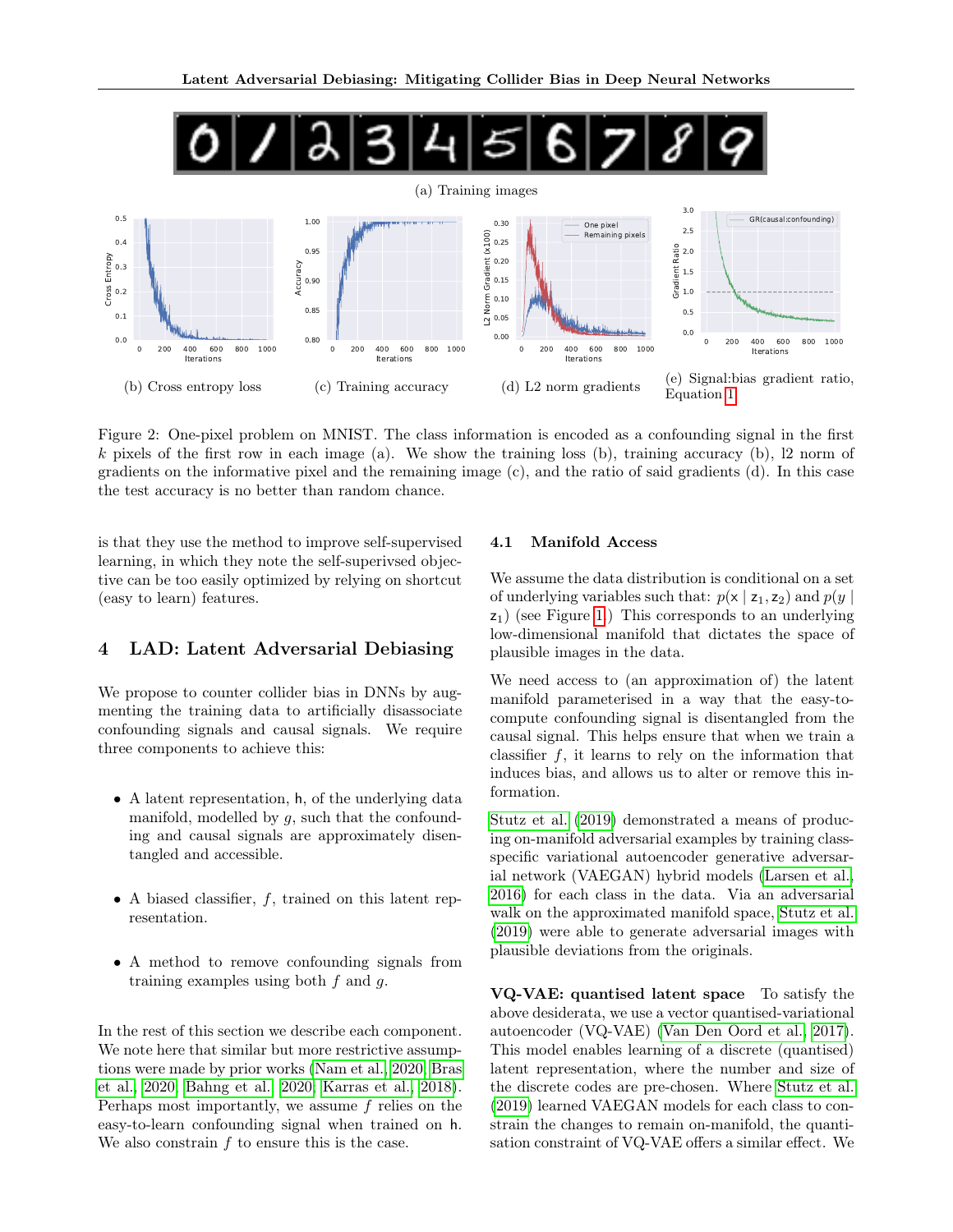(a) Training images

(b) Cross entropy loss

(c) Training accuracy

(d) L2 norm gradients

(e) Signal:bias gradient ratio, Equation 1

Figure 2: One-pixel problem on MNIST. The class information is encoded as a confounding signal in the first $k$ pixels of the first row in each image (a). We show the training loss (b), training accuracy (b), l2 norm of gradients on the informative pixel and the remaining image (c), and the ratio of said gradients (d). In this case the test accuracy is no better than random chance.

is that they use the method to improve self-supervised learning, in which they note the self-superivsed objective can be too easily optimized by relying on shortcut (easy to learn) features.

## 4 LAD: Latent Adversarial Debiasing

We propose to counter collider bias in DNNs by augmenting the training data to artificially disassociate confounding signals and causal signals. We require three components to achieve this:

- A latent representation, $\mathsf{h}$, of the underlying data manifold, modelled by $g$, such that the confounding and causal signals are approximately disentangled and accessible.
- A biased classifier, $f$, trained on this latent representation.
- A method to remove confounding signals from training examples using both $f$ and $g$.

In the rest of this section we describe each component. We note here that similar but more restrictive assumptions were made by prior works (Nam et al., 2020; Bras et al., 2020; Bahng et al., 2020; Karras et al., 2018). Perhaps most importantly, we assume $f$ relies on the easy-to-learn confounding signal when trained on $\mathsf{h}$. We also constrain $f$ to ensure this is the case.

### 4.1 Manifold Access

We assume the data distribution is conditional on a set of underlying variables such that: $p(\mathsf{x} \mid \mathsf{z}_1, \mathsf{z}_2)$ and $p(y \mid \mathsf{z}_1)$ (see Figure 1) This corresponds to an underlying low-dimensional manifold that dictates the space of plausible images in the data.

We need access to (an approximation of) the latent manifold parameterised in a way that the easy-to-compute confounding signal is disentangled from the causal signal. This helps ensure that when we train a classifier $f$, it learns to rely on the information that induces bias, and allows us to alter or remove this information.

Stutz et al. (2019) demonstrated a means of producing on-manifold adversarial examples by training class-specific variational autoencoder generative adversarial network (VAEGAN) hybrid models (Larsen et al., 2016) for each class in the data. Via an adversarial walk on the approximated manifold space, Stutz et al. (2019) were able to generate adversarial images with plausible deviations from the originals.

**VQ-VAE: quantised latent space** To satisfy the above desiderata, we use a vector quantised-variational autoencoder (VQ-VAE) (Van Den Oord et al., 2017). This model enables learning of a discrete (quantised) latent representation, where the number and size of the discrete codes are pre-chosen. Where Stutz et al. (2019) learned VAEGAN models for each class to constrain the changes to remain on-manifold, the quantisation constraint of VQ-VAE offers a similar effect. We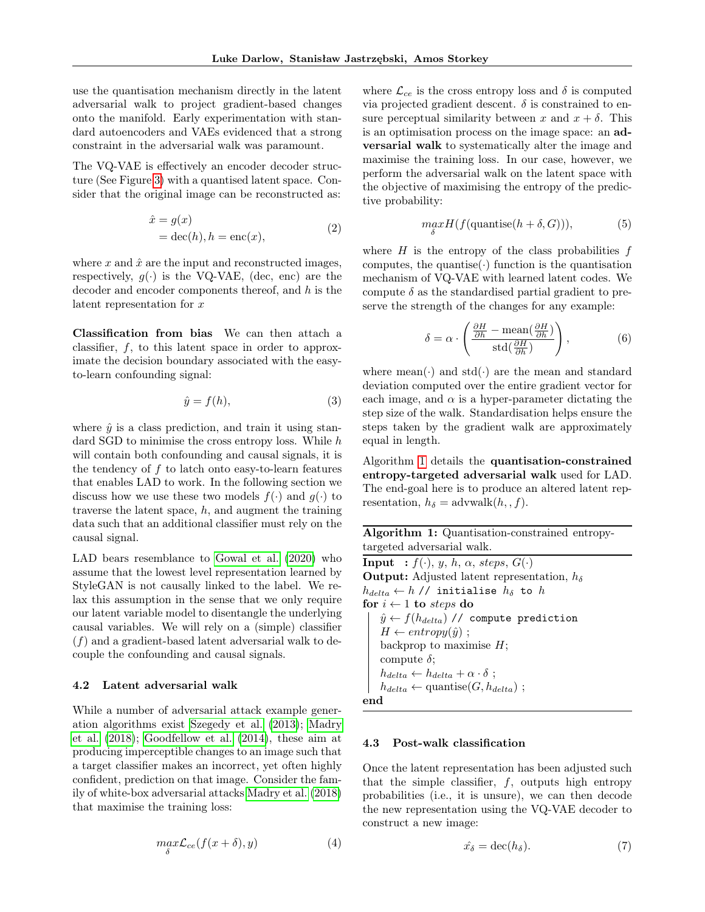use the quantisation mechanism directly in the latent adversarial walk to project gradient-based changes onto the manifold. Early experimentation with standard autoencoders and VAEs evidenced that a strong constraint in the adversarial walk was paramount.

The VQ-VAE is effectively an encoder decoder structure (See Figure 3) with a quantised latent space. Consider that the original image can be reconstructed as:

$$\begin{aligned} \hat{x} &= g(x) \\ &= \text{dec}(h), h = \text{enc}(x), \end{aligned} \tag{2}$$

where $x$ and $\hat{x}$ are the input and reconstructed images, respectively, $g(\cdot)$ is the VQ-VAE, (dec, enc) are the decoder and encoder components thereof, and $h$ is the latent representation for $x$

**Classification from bias** We can then attach a classifier, $f$, to this latent space in order to approximate the decision boundary associated with the easy-to-learn confounding signal:

$$\hat{y} = f(h), \tag{3}$$

where $\hat{y}$ is a class prediction, and train it using standard SGD to minimise the cross entropy loss. While $h$ will contain both confounding and causal signals, it is the tendency of $f$ to latch onto easy-to-learn features that enables LAD to work. In the following section we discuss how we use these two models $f(\cdot)$ and $g(\cdot)$ to traverse the latent space, $h$, and augment the training data such that an additional classifier must rely on the causal signal.

LAD bears resemblance to Gowal et al. (2020) who assume that the lowest level representation learned by StyleGAN is not causally linked to the label. We relax this assumption in the sense that we only require our latent variable model to disentangle the underlying causal variables. We will rely on a (simple) classifier ($f$) and a gradient-based latent adversarial walk to decouple the confounding and causal signals.

### 4.2 Latent adversarial walk

While a number of adversarial attack example generation algorithms exist Szegedy et al. (2013); Madry et al. (2018); Goodfellow et al. (2014), these aim at producing imperceptible changes to an image such that a target classifier makes an incorrect, yet often highly confident, prediction on that image. Consider the family of white-box adversarial attacks Madry et al. (2018) that maximise the training loss:

$$\max_{\delta} \mathcal{L}_{ce}(f(x+\delta), y) \tag{4}$$

where $\mathcal{L}_{ce}$ is the cross entropy loss and $\delta$ is computed via projected gradient descent. $\delta$ is constrained to ensure perceptual similarity between $x$ and $x + \delta$. This is an optimisation process on the image space: an **adversarial walk** to systematically alter the image and maximise the training loss. In our case, however, we perform the adversarial walk on the latent space with the objective of maximising the entropy of the predictive probability:

$$\max_{\delta} H(f(\text{quantise}(h+\delta, G))), \tag{5}$$

where $H$ is the entropy of the class probabilities $f$ computes, the quantise$(\cdot)$ function is the quantisation mechanism of VQ-VAE with learned latent codes. We compute $\delta$ as the standardised partial gradient to preserve the strength of the changes for any example:

$$\delta = \alpha \cdot \left( \frac{\frac{\partial H}{\partial h} - \text{mean}(\frac{\partial H}{\partial h})}{\text{std}(\frac{\partial H}{\partial h})} \right), \tag{6}$$

where mean$(\cdot)$ and std$(\cdot)$ are the mean and standard deviation computed over the entire gradient vector for each image, and $\alpha$ is a hyper-parameter dictating the step size of the walk. Standardisation helps ensure the steps taken by the gradient walk are approximately equal in length.

Algorithm 1 details the **quantisation-constrained entropy-targeted adversarial walk** used for LAD. The end-goal here is to produce an altered latent representation, $h_\delta = \text{advwalk}(h, , f)$.

**Algorithm 1:** Quantisation-constrained entropy-targeted adversarial walk.

**Input :** $f(\cdot)$, $y$, $h$, $\alpha$, *steps*, $G(\cdot)$
**Output:** Adjusted latent representation, $h_\delta$
$h_{delta} \leftarrow h$ `// initialise` $h_\delta$ `to` $h$
**for** $i \leftarrow 1$ **to** *steps* **do**
  $\hat{y} \leftarrow f(h_{delta})$ `// compute prediction`
  $H \leftarrow entropy(\hat{y})$ ;
  backprop to maximise $H$;
  compute $\delta$;
  $h_{delta} \leftarrow h_{delta} + \alpha \cdot \delta$ ;
  $h_{delta} \leftarrow \text{quantise}(G, h_{delta})$ ;
**end**

### 4.3 Post-walk classification

Once the latent representation has been adjusted such that the simple classifier, $f$, outputs high entropy probabilities (i.e., it is unsure), we can then decode the new representation using the VQ-VAE decoder to construct a new image:

$$\hat{x_\delta} = \text{dec}(h_\delta). \tag{7}$$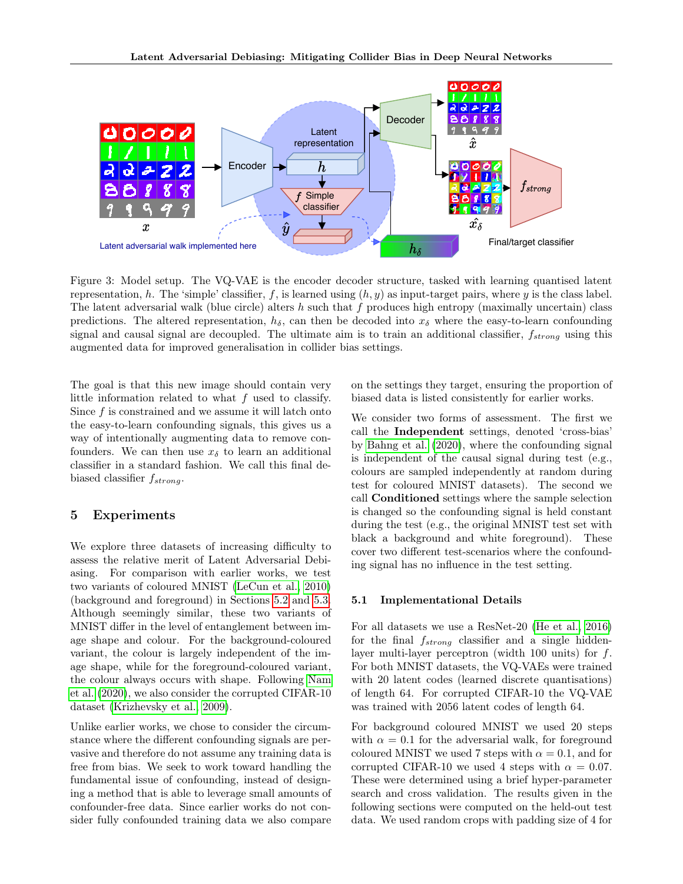Figure 3: Model setup. The VQ-VAE is the encoder decoder structure, tasked with learning quantised latent representation, $h$. The 'simple' classifier, $f$, is learned using $(h, y)$ as input-target pairs, where $y$ is the class label. The latent adversarial walk (blue circle) alters $h$ such that $f$ produces high entropy (maximally uncertain) class predictions. The altered representation, $h_\delta$, can then be decoded into $x_\delta$ where the easy-to-learn confounding signal and causal signal are decoupled. The ultimate aim is to train an additional classifier, $f_{strong}$ using this augmented data for improved generalisation in collider bias settings.

The goal is that this new image should contain very little information related to what $f$ used to classify. Since $f$ is constrained and we assume it will latch onto the easy-to-learn confounding signals, this gives us a way of intentionally augmenting data to remove confounders. We can then use $x_\delta$ to learn an additional classifier in a standard fashion. We call this final debiased classifier $f_{strong}$.

## 5 Experiments

We explore three datasets of increasing difficulty to assess the relative merit of Latent Adversarial Debiasing. For comparison with earlier works, we test two variants of coloured MNIST (LeCun et al., 2010) (background and foreground) in Sections 5.2 and 5.3. Although seemingly similar, these two variants of MNIST differ in the level of entanglement between image shape and colour. For the background-coloured variant, the colour is largely independent of the image shape, while for the foreground-coloured variant, the colour always occurs with shape. Following Nam et al. (2020), we also consider the corrupted CIFAR-10 dataset (Krizhevsky et al., 2009).

Unlike earlier works, we chose to consider the circumstance where the different confounding signals are pervasive and therefore do not assume any training data is free from bias. We seek to work toward handling the fundamental issue of confounding, instead of designing a method that is able to leverage small amounts of confounder-free data. Since earlier works do not consider fully confounded training data we also compare on the settings they target, ensuring the proportion of biased data is listed consistently for earlier works.

We consider two forms of assessment. The first we call the **Independent** settings, denoted 'cross-bias' by Bahng et al. (2020), where the confounding signal is independent of the causal signal during test (e.g., colours are sampled independently at random during test for coloured MNIST datasets). The second we call **Conditioned** settings where the sample selection is changed so the confounding signal is held constant during the test (e.g., the original MNIST test set with black a background and white foreground). These cover two different test-scenarios where the confounding signal has no influence in the test setting.

### 5.1 Implementational Details

For all datasets we use a ResNet-20 (He et al., 2016) for the final $f_{strong}$ classifier and a single hidden-layer multi-layer perceptron (width 100 units) for $f$. For both MNIST datasets, the VQ-VAEs were trained with 20 latent codes (learned discrete quantisations) of length 64. For corrupted CIFAR-10 the VQ-VAE was trained with 2056 latent codes of length 64.

For background coloured MNIST we used 20 steps with $\alpha = 0.1$ for the adversarial walk, for foreground coloured MNIST we used 7 steps with $\alpha = 0.1$, and for corrupted CIFAR-10 we used 4 steps with $\alpha = 0.07$. These were determined using a brief hyper-parameter search and cross validation. The results given in the following sections were computed on the held-out test data. We used random crops with padding size of 4 for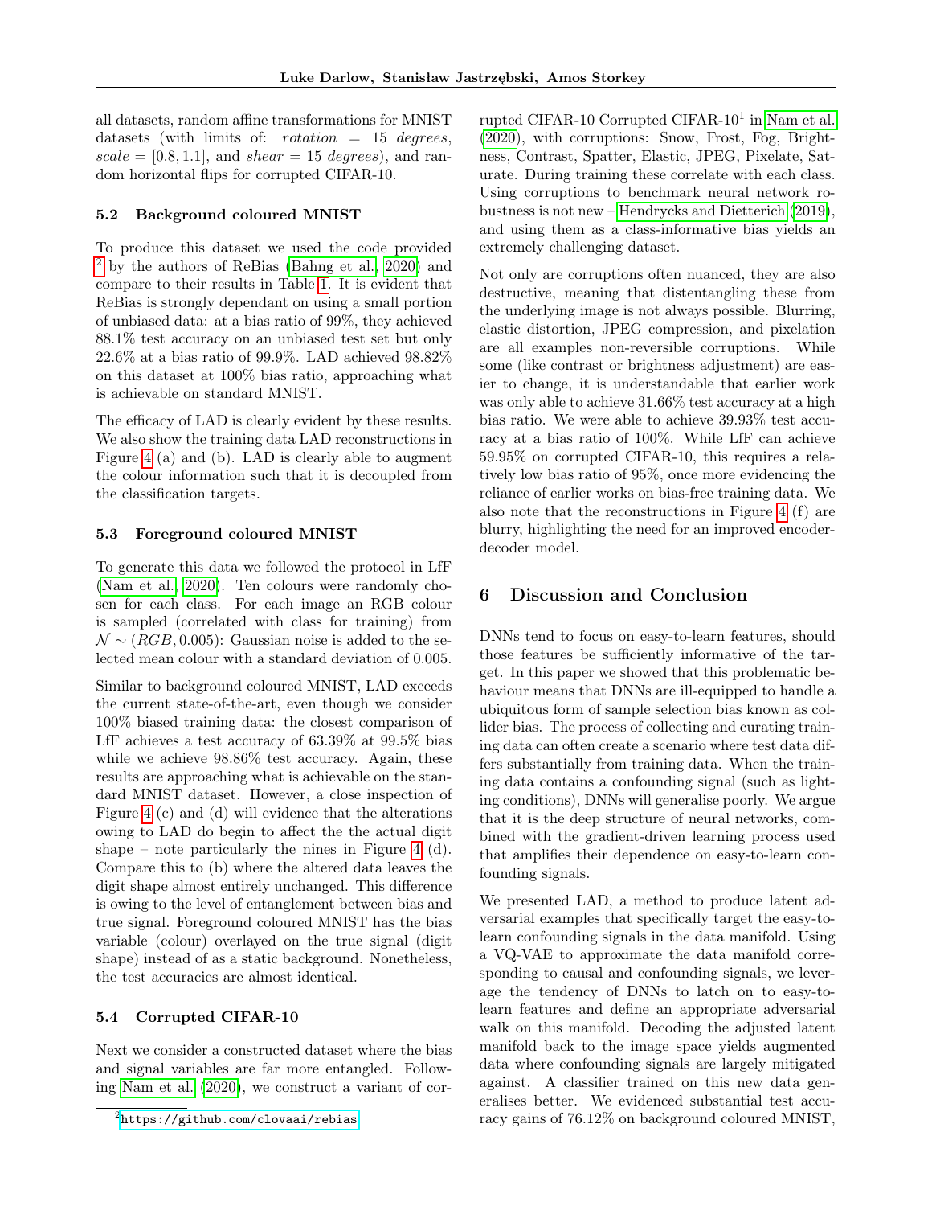all datasets, random affine transformations for MNIST datasets (with limits of: *rotation* = 15 *degrees*, *scale* = [0.8, 1.1], and *shear* = 15 *degrees*), and random horizontal flips for corrupted CIFAR-10.

### 5.2 Background coloured MNIST

To produce this dataset we used the code provided [2] by the authors of ReBias (Bahng et al., 2020) and compare to their results in Table 1. It is evident that ReBias is strongly dependant on using a small portion of unbiased data: at a bias ratio of 99%, they achieved 88.1% test accuracy on an unbiased test set but only 22.6% at a bias ratio of 99.9%. LAD achieved 98.82% on this dataset at 100% bias ratio, approaching what is achievable on standard MNIST.

The efficacy of LAD is clearly evident by these results. We also show the training data LAD reconstructions in Figure 4 (a) and (b). LAD is clearly able to augment the colour information such that it is decoupled from the classification targets.

### 5.3 Foreground coloured MNIST

To generate this data we followed the protocol in LfF (Nam et al., 2020). Ten colours were randomly chosen for each class. For each image an RGB colour is sampled (correlated with class for training) from $\mathcal{N} \sim (RGB, 0.005)$: Gaussian noise is added to the selected mean colour with a standard deviation of 0.005.

Similar to background coloured MNIST, LAD exceeds the current state-of-the-art, even though we consider 100% biased training data: the closest comparison of LfF achieves a test accuracy of 63.39% at 99.5% bias while we achieve 98.86% test accuracy. Again, these results are approaching what is achievable on the standard MNIST dataset. However, a close inspection of Figure 4 (c) and (d) will evidence that the alterations owing to LAD do begin to affect the the actual digit shape – note particularly the nines in Figure 4 (d). Compare this to (b) where the altered data leaves the digit shape almost entirely unchanged. This difference is owing to the level of entanglement between bias and true signal. Foreground coloured MNIST has the bias variable (colour) overlayed on the true signal (digit shape) instead of as a static background. Nonetheless, the test accuracies are almost identical.

### 5.4 Corrupted CIFAR-10

Next we consider a constructed dataset where the bias and signal variables are far more entangled. Following Nam et al. (2020), we construct a variant of corrupted CIFAR-10 Corrupted CIFAR-10[1] in Nam et al. (2020), with corruptions: Snow, Frost, Fog, Brightness, Contrast, Spatter, Elastic, JPEG, Pixelate, Saturate. During training these correlate with each class. Using corruptions to benchmark neural network robustness is not new – Hendrycks and Dietterich (2019), and using them as a class-informative bias yields an extremely challenging dataset.

Not only are corruptions often nuanced, they are also destructive, meaning that distentangling these from the underlying image is not always possible. Blurring, elastic distortion, JPEG compression, and pixelation are all examples non-reversible corruptions. While some (like contrast or brightness adjustment) are easier to change, it is understandable that earlier work was only able to achieve 31.66% test accuracy at a high bias ratio. We were able to achieve 39.93% test accuracy at a bias ratio of 100%. While LfF can achieve 59.95% on corrupted CIFAR-10, this requires a relatively low bias ratio of 95%, once more evidencing the reliance of earlier works on bias-free training data. We also note that the reconstructions in Figure 4 (f) are blurry, highlighting the need for an improved encoder-decoder model.

## 6 Discussion and Conclusion

DNNs tend to focus on easy-to-learn features, should those features be sufficiently informative of the target. In this paper we showed that this problematic behaviour means that DNNs are ill-equipped to handle a ubiquitous form of sample selection bias known as collider bias. The process of collecting and curating training data can often create a scenario where test data differs substantially from training data. When the training data contains a confounding signal (such as lighting conditions), DNNs will generalise poorly. We argue that it is the deep structure of neural networks, combined with the gradient-driven learning process used that amplifies their dependence on easy-to-learn confounding signals.

We presented LAD, a method to produce latent adversarial examples that specifically target the easy-to-learn confounding signals in the data manifold. Using a VQ-VAE to approximate the data manifold corresponding to causal and confounding signals, we leverage the tendency of DNNs to latch on to easy-to-learn features and define an appropriate adversarial walk on this manifold. Decoding the adjusted latent manifold back to the image space yields augmented data where confounding signals are largely mitigated against. A classifier trained on this new data generalises better. We evidenced substantial test accuracy gains of 76.12% on background coloured MNIST,

[2] https://github.com/clovaai/rebias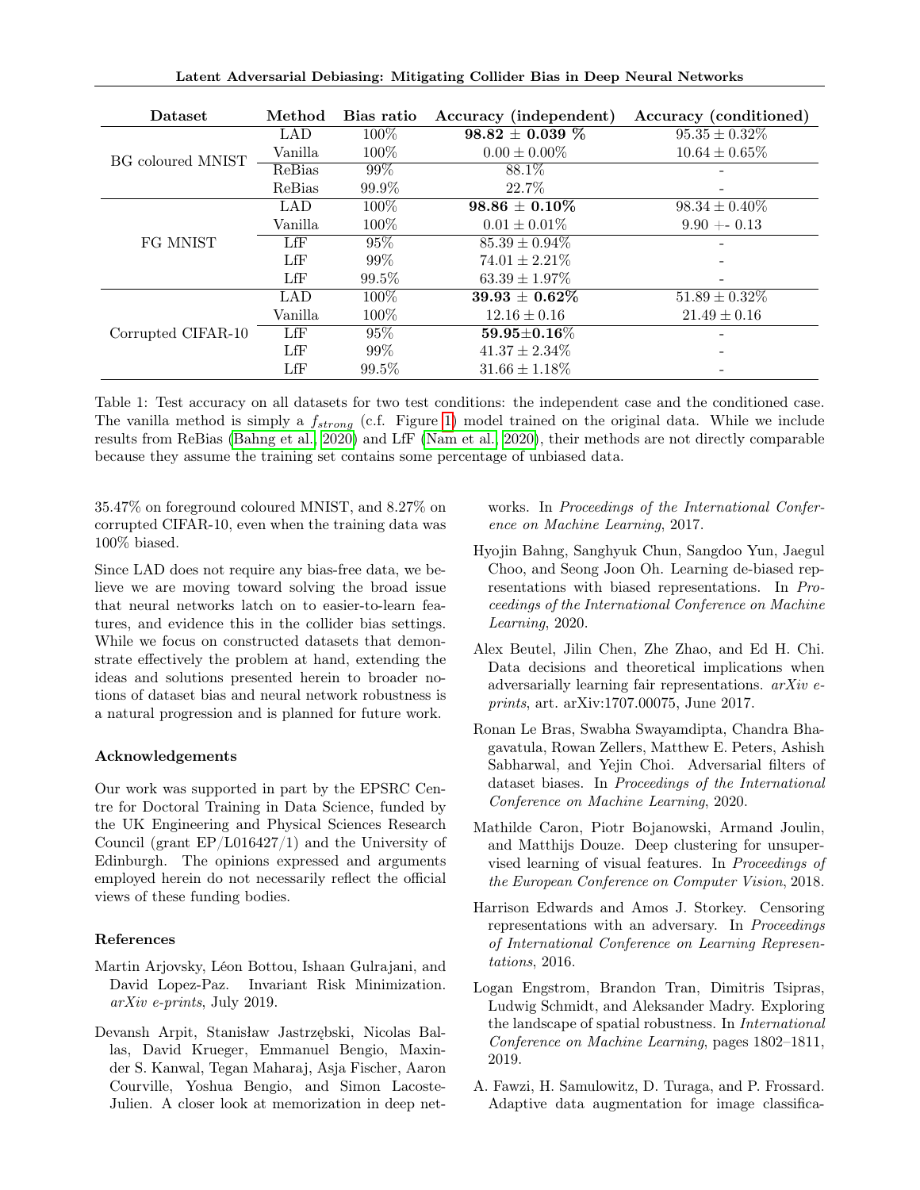| Dataset | Method | Bias ratio | Accuracy (independent) | Accuracy (conditioned) |
|---|---|---|---|---|
| BG coloured MNIST | LAD | 100% | **98.82 ± 0.039 %** | 95.35 ± 0.32% |
| | Vanilla | 100% | 0.00 ± 0.00% | 10.64 ± 0.65% |
| | ReBias | 99% | 88.1% | - |
| | ReBias | 99.9% | 22.7% | - |
| FG MNIST | LAD | 100% | **98.86 ± 0.10%** | 98.34 ± 0.40% |
| | Vanilla | 100% | 0.01 ± 0.01% | 9.90 +- 0.13 |
| | LfF | 95% | 85.39 ± 0.94% | - |
| | LfF | 99% | 74.01 ± 2.21% | - |
| | LfF | 99.5% | 63.39 ± 1.97% | - |
| Corrupted CIFAR-10 | LAD | 100% | **39.93 ± 0.62%** | 51.89 ± 0.32% |
| | Vanilla | 100% | 12.16 ± 0.16 | 21.49 ± 0.16 |
| | LfF | 95% | **59.95±0.16%** | - |
| | LfF | 99% | 41.37 ± 2.34% | - |
| | LfF | 99.5% | 31.66 ± 1.18% | - |

Table 1: Test accuracy on all datasets for two test conditions: the independent case and the conditioned case. The vanilla method is simply a $f_{strong}$ (c.f. Figure 1) model trained on the original data. While we include results from ReBias (Bahng et al., 2020) and LfF (Nam et al., 2020), their methods are not directly comparable because they assume the training set contains some percentage of unbiased data.

35.47% on foreground coloured MNIST, and 8.27% on corrupted CIFAR-10, even when the training data was 100% biased.

Since LAD does not require any bias-free data, we believe we are moving toward solving the broad issue that neural networks latch on to easier-to-learn features, and evidence this in the collider bias settings. While we focus on constructed datasets that demonstrate effectively the problem at hand, extending the ideas and solutions presented herein to broader notions of dataset bias and neural network robustness is a natural progression and is planned for future work.

### Acknowledgements

Our work was supported in part by the EPSRC Centre for Doctoral Training in Data Science, funded by the UK Engineering and Physical Sciences Research Council (grant EP/L016427/1) and the University of Edinburgh. The opinions expressed and arguments employed herein do not necessarily reflect the official views of these funding bodies.

### References

Martin Arjovsky, Léon Bottou, Ishaan Gulrajani, and David Lopez-Paz. Invariant Risk Minimization. *arXiv e-prints*, July 2019.

Devansh Arpit, Stanisław Jastrzębski, Nicolas Ballas, David Krueger, Emmanuel Bengio, Maxinder S. Kanwal, Tegan Maharaj, Asja Fischer, Aaron Courville, Yoshua Bengio, and Simon Lacoste-Julien. A closer look at memorization in deep networks. In *Proceedings of the International Conference on Machine Learning*, 2017.

Hyojin Bahng, Sanghyuk Chun, Sangdoo Yun, Jaegul Choo, and Seong Joon Oh. Learning de-biased representations with biased representations. In *Proceedings of the International Conference on Machine Learning*, 2020.

Alex Beutel, Jilin Chen, Zhe Zhao, and Ed H. Chi. Data decisions and theoretical implications when adversarially learning fair representations. *arXiv e-prints*, art. arXiv:1707.00075, June 2017.

Ronan Le Bras, Swabha Swayamdipta, Chandra Bhagavatula, Rowan Zellers, Matthew E. Peters, Ashish Sabharwal, and Yejin Choi. Adversarial filters of dataset biases. In *Proceedings of the International Conference on Machine Learning*, 2020.

Mathilde Caron, Piotr Bojanowski, Armand Joulin, and Matthijs Douze. Deep clustering for unsupervised learning of visual features. In *Proceedings of the European Conference on Computer Vision*, 2018.

Harrison Edwards and Amos J. Storkey. Censoring representations with an adversary. In *Proceedings of International Conference on Learning Representations*, 2016.

Logan Engstrom, Brandon Tran, Dimitris Tsipras, Ludwig Schmidt, and Aleksander Madry. Exploring the landscape of spatial robustness. In *International Conference on Machine Learning*, pages 1802–1811, 2019.

A. Fawzi, H. Samulowitz, D. Turaga, and P. Frossard. Adaptive data augmentation for image classifica-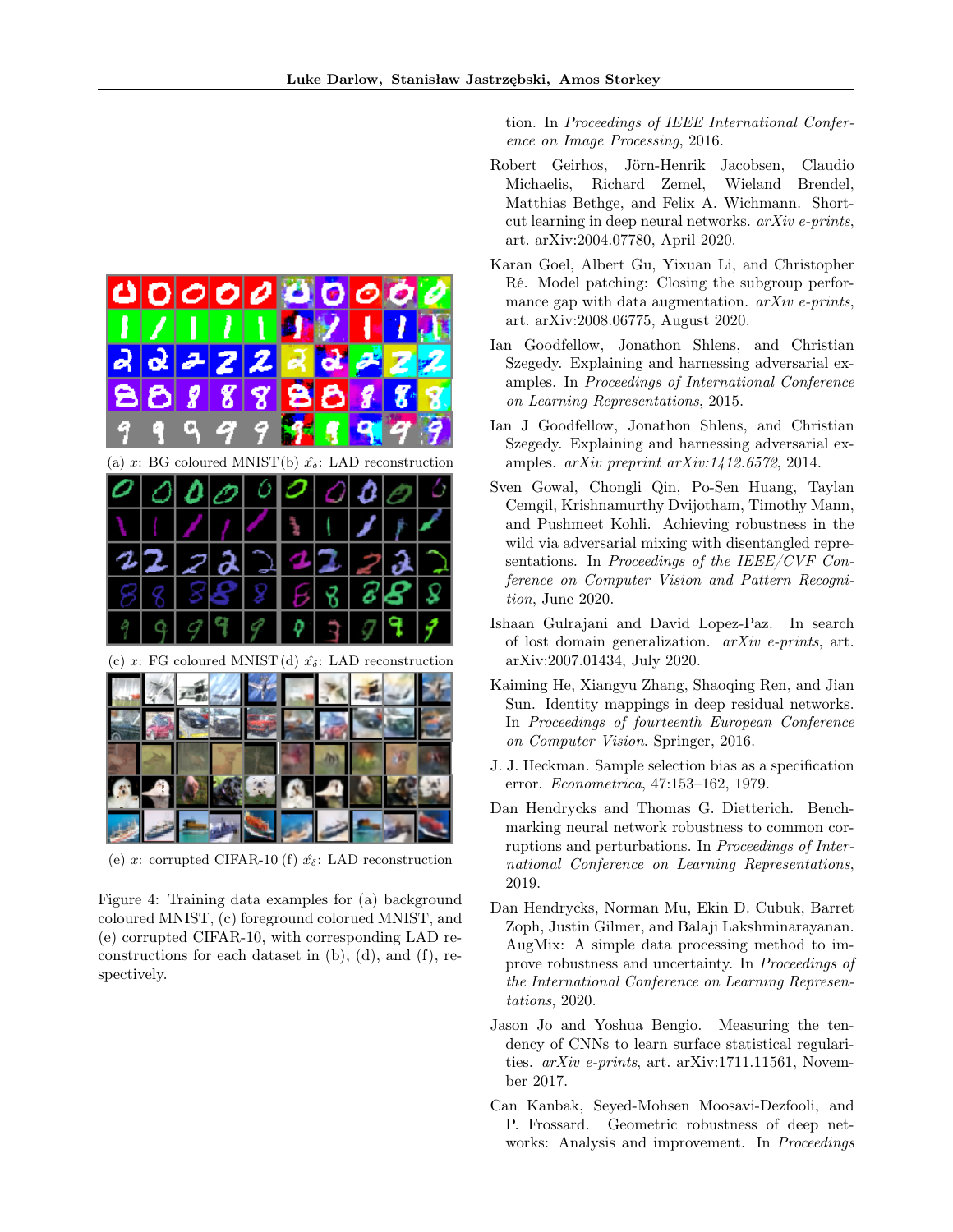(a) $x$: BG coloured MNIST (b) $\hat{x_\delta}$: LAD reconstruction

(c) $x$: FG coloured MNIST (d) $\hat{x_\delta}$: LAD reconstruction

(e) $x$: corrupted CIFAR-10 (f) $\hat{x_\delta}$: LAD reconstruction

Figure 4: Training data examples for (a) background coloured MNIST, (c) foreground colored MNIST, and (e) corrupted CIFAR-10, with corresponding LAD reconstructions for each dataset in (b), (d), and (f), respectively.

tion. In *Proceedings of IEEE International Conference on Image Processing*, 2016.

Robert Geirhos, Jörn-Henrik Jacobsen, Claudio Michaelis, Richard Zemel, Wieland Brendel, Matthias Bethge, and Felix A. Wichmann. Shortcut learning in deep neural networks. *arXiv e-prints*, art. arXiv:2004.07780, April 2020.

Karan Goel, Albert Gu, Yixuan Li, and Christopher Ré. Model patching: Closing the subgroup performance gap with data augmentation. *arXiv e-prints*, art. arXiv:2008.06775, August 2020.

Ian Goodfellow, Jonathon Shlens, and Christian Szegedy. Explaining and harnessing adversarial examples. In *Proceedings of International Conference on Learning Representations*, 2015.

Ian J Goodfellow, Jonathon Shlens, and Christian Szegedy. Explaining and harnessing adversarial examples. *arXiv preprint arXiv:1412.6572*, 2014.

Sven Gowal, Chongli Qin, Po-Sen Huang, Taylan Cemgil, Krishnamurthy Dvijotham, Timothy Mann, and Pushmeet Kohli. Achieving robustness in the wild via adversarial mixing with disentangled representations. In *Proceedings of the IEEE/CVF Conference on Computer Vision and Pattern Recognition*, June 2020.

Ishaan Gulrajani and David Lopez-Paz. In search of lost domain generalization. *arXiv e-prints*, art. arXiv:2007.01434, July 2020.

Kaiming He, Xiangyu Zhang, Shaoqing Ren, and Jian Sun. Identity mappings in deep residual networks. In *Proceedings of fourteenth European Conference on Computer Vision*. Springer, 2016.

J. J. Heckman. Sample selection bias as a specification error. *Econometrica*, 47:153–162, 1979.

Dan Hendrycks and Thomas G. Dietterich. Benchmarking neural network robustness to common corruptions and perturbations. In *Proceedings of International Conference on Learning Representations*, 2019.

Dan Hendrycks, Norman Mu, Ekin D. Cubuk, Barret Zoph, Justin Gilmer, and Balaji Lakshminarayanan. AugMix: A simple data processing method to improve robustness and uncertainty. In *Proceedings of the International Conference on Learning Representations*, 2020.

Jason Jo and Yoshua Bengio. Measuring the tendency of CNNs to learn surface statistical regularities. *arXiv e-prints*, art. arXiv:1711.11561, November 2017.

Can Kanbak, Seyed-Mohsen Moosavi-Dezfooli, and P. Frossard. Geometric robustness of deep networks: Analysis and improvement. In *Proceedings*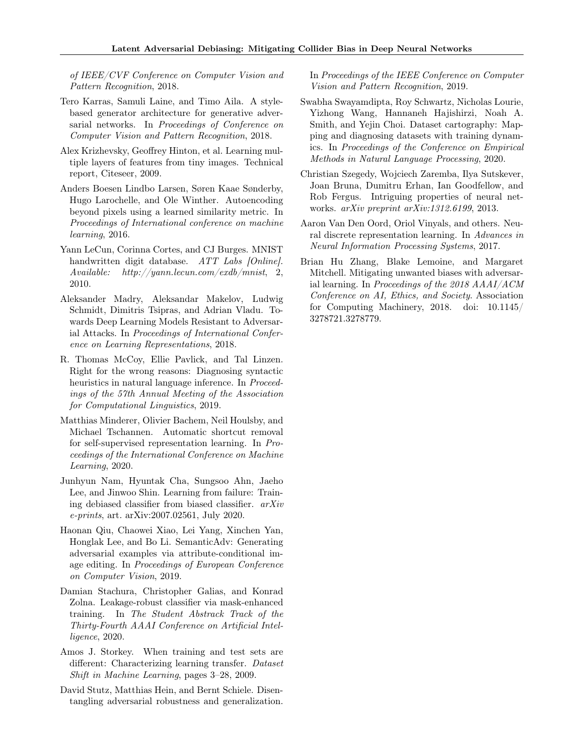of IEEE/CVF Conference on Computer Vision and Pattern Recognition*, 2018.

Tero Karras, Samuli Laine, and Timo Aila. A style-based generator architecture for generative adversarial networks. In *Proceedings of Conference on Computer Vision and Pattern Recognition*, 2018.

Alex Krizhevsky, Geoffrey Hinton, et al. Learning multiple layers of features from tiny images. Technical report, Citeseer, 2009.

Anders Boesen Lindbo Larsen, Søren Kaae Sønderby, Hugo Larochelle, and Ole Winther. Autoencoding beyond pixels using a learned similarity metric. In *Proceedings of International conference on machine learning*, 2016.

Yann LeCun, Corinna Cortes, and CJ Burges. MNIST handwritten digit database. *ATT Labs [Online]. Available: http://yann.lecun.com/exdb/mnist*, 2, 2010.

Aleksander Madry, Aleksandar Makelov, Ludwig Schmidt, Dimitris Tsipras, and Adrian Vladu. Towards Deep Learning Models Resistant to Adversarial Attacks. In *Proceedings of International Conference on Learning Representations*, 2018.

R. Thomas McCoy, Ellie Pavlick, and Tal Linzen. Right for the wrong reasons: Diagnosing syntactic heuristics in natural language inference. In *Proceedings of the 57th Annual Meeting of the Association for Computational Linguistics*, 2019.

Matthias Minderer, Olivier Bachem, Neil Houlsby, and Michael Tschannen. Automatic shortcut removal for self-supervised representation learning. In *Proceedings of the International Conference on Machine Learning*, 2020.

Junhyun Nam, Hyuntak Cha, Sungsoo Ahn, Jaeho Lee, and Jinwoo Shin. Learning from failure: Training debiased classifier from biased classifier. *arXiv e-prints*, art. arXiv:2007.02561, July 2020.

Haonan Qiu, Chaowei Xiao, Lei Yang, Xinchen Yan, Honglak Lee, and Bo Li. SemanticAdv: Generating adversarial examples via attribute-conditional image editing. In *Proceedings of European Conference on Computer Vision*, 2019.

Damian Stachura, Christopher Galias, and Konrad Zolna. Leakage-robust classifier via mask-enhanced training. In *The Student Abstrack Track of the Thirty-Fourth AAAI Conference on Artificial Intelligence*, 2020.

Amos J. Storkey. When training and test sets are different: Characterizing learning transfer. *Dataset Shift in Machine Learning*, pages 3–28, 2009.

David Stutz, Matthias Hein, and Bernt Schiele. Disentangling adversarial robustness and generalization. In *Proceedings of the IEEE Conference on Computer Vision and Pattern Recognition*, 2019.

Swabha Swayamdipta, Roy Schwartz, Nicholas Lourie, Yizhong Wang, Hannaneh Hajishirzi, Noah A. Smith, and Yejin Choi. Dataset cartography: Mapping and diagnosing datasets with training dynamics. In *Proceedings of the Conference on Empirical Methods in Natural Language Processing*, 2020.

Christian Szegedy, Wojciech Zaremba, Ilya Sutskever, Joan Bruna, Dumitru Erhan, Ian Goodfellow, and Rob Fergus. Intriguing properties of neural networks. *arXiv preprint arXiv:1312.6199*, 2013.

Aaron Van Den Oord, Oriol Vinyals, and others. Neural discrete representation learning. In *Advances in Neural Information Processing Systems*, 2017.

Brian Hu Zhang, Blake Lemoine, and Margaret Mitchell. Mitigating unwanted biases with adversarial learning. In *Proceedings of the 2018 AAAI/ACM Conference on AI, Ethics, and Society*. Association for Computing Machinery, 2018. doi: 10.1145/3278721.3278779.